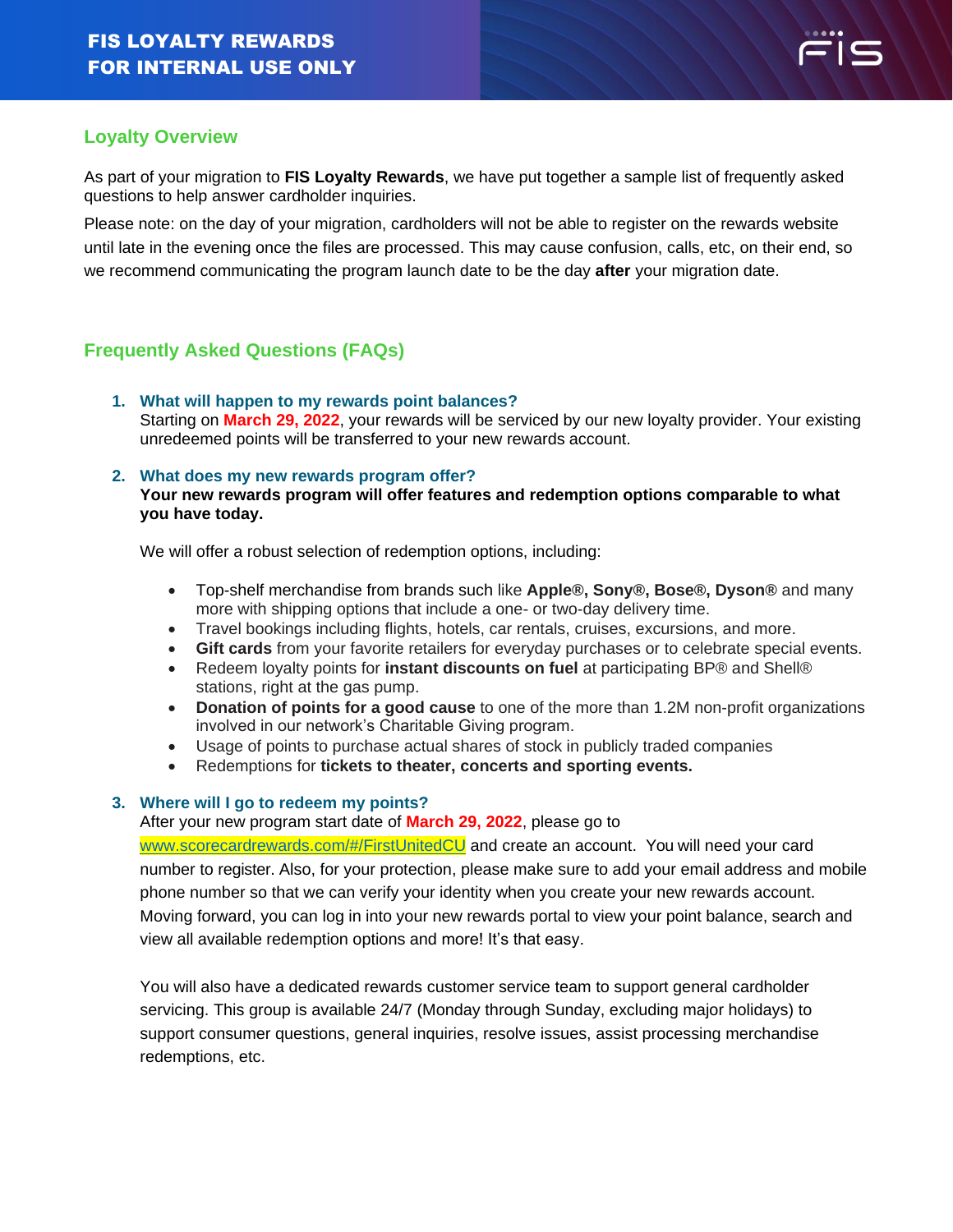**FIS LOYALTY REWARDS**
**FOR INTERNAL USE ONLY**

## Loyalty Overview

As part of your migration to **FIS Loyalty Rewards**, we have put together a sample list of frequently asked questions to help answer cardholder inquiries.

Please note: on the day of your migration, cardholders will not be able to register on the rewards website until late in the evening once the files are processed. This may cause confusion, calls, etc, on their end, so we recommend communicating the program launch date to be the day **after** your migration date.

## Frequently Asked Questions (FAQs)

1. **What will happen to my rewards point balances?**
   Starting on **March 29, 2022**, your rewards will be serviced by our new loyalty provider. Your existing unredeemed points will be transferred to your new rewards account.

2. **What does my new rewards program offer?**
   **Your new rewards program will offer features and redemption options comparable to what you have today.**

   We will offer a robust selection of redemption options, including:

   - Top-shelf merchandise from brands such like **Apple®, Sony®, Bose®, Dyson®** and many more with shipping options that include a one- or two-day delivery time.
   - Travel bookings including flights, hotels, car rentals, cruises, excursions, and more.
   - **Gift cards** from your favorite retailers for everyday purchases or to celebrate special events.
   - Redeem loyalty points for **instant discounts on fuel** at participating BP® and Shell® stations, right at the gas pump.
   - **Donation of points for a good cause** to one of the more than 1.2M non-profit organizations involved in our network's Charitable Giving program.
   - Usage of points to purchase actual shares of stock in publicly traded companies
   - Redemptions for **tickets to theater, concerts and sporting events.**

3. **Where will I go to redeem my points?**
   After your new program start date of **March 29, 2022**, please go to www.scorecardrewards.com/#/FirstUnitedCU and create an account. You will need your card number to register. Also, for your protection, please make sure to add your email address and mobile phone number so that we can verify your identity when you create your new rewards account. Moving forward, you can log in into your new rewards portal to view your point balance, search and view all available redemption options and more! It's that easy.

   You will also have a dedicated rewards customer service team to support general cardholder servicing. This group is available 24/7 (Monday through Sunday, excluding major holidays) to support consumer questions, general inquiries, resolve issues, assist processing merchandise redemptions, etc.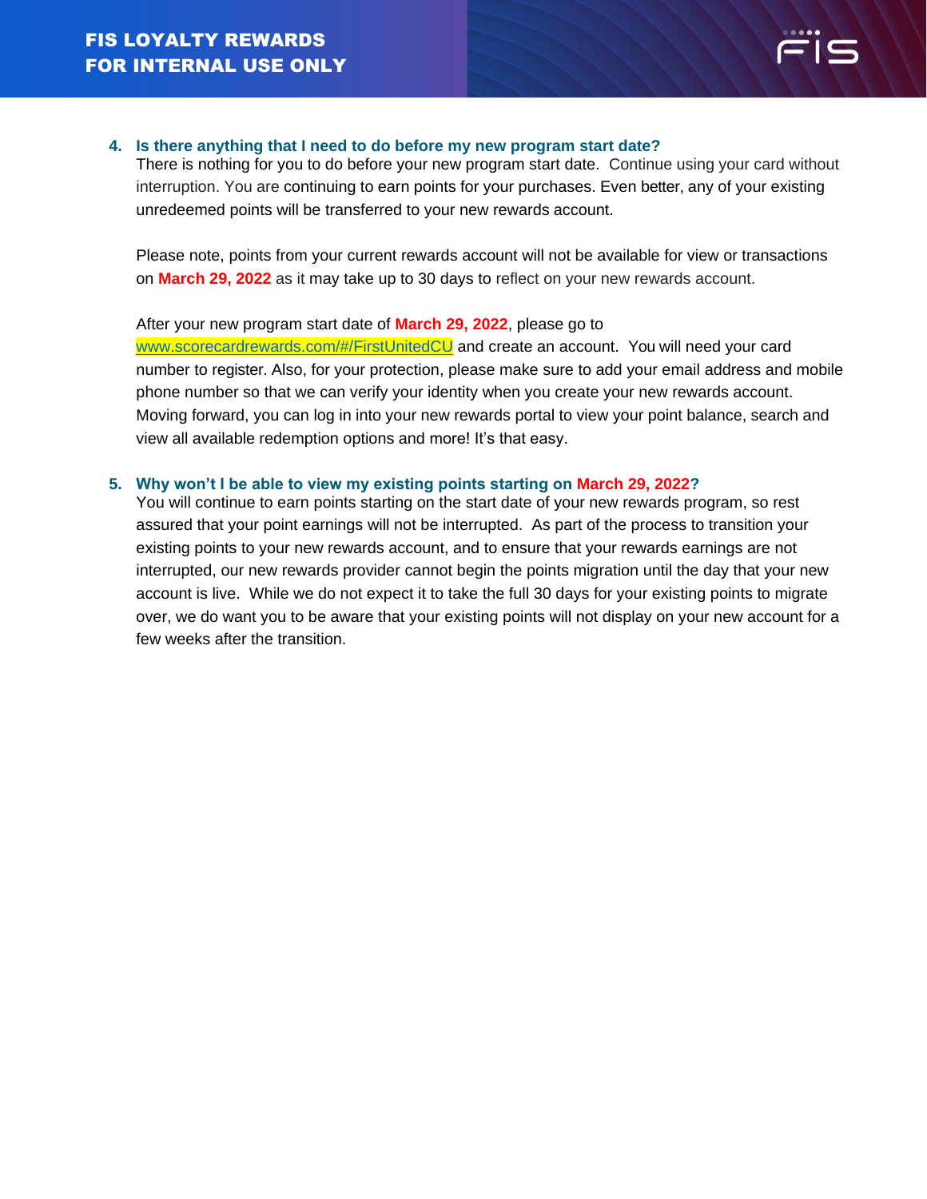4. **Is there anything that I need to do before my new program start date?**

   There is nothing for you to do before your new program start date. Continue using your card without interruption. You are continuing to earn points for your purchases. Even better, any of your existing unredeemed points will be transferred to your new rewards account.

   Please note, points from your current rewards account will not be available for view or transactions on **March 29, 2022** as it may take up to 30 days to reflect on your new rewards account.

   After your new program start date of **March 29, 2022**, please go to www.scorecardrewards.com/#/FirstUnitedCU and create an account. You will need your card number to register. Also, for your protection, please make sure to add your email address and mobile phone number so that we can verify your identity when you create your new rewards account. Moving forward, you can log in into your new rewards portal to view your point balance, search and view all available redemption options and more! It's that easy.

5. **Why won't I be able to view my existing points starting on March 29, 2022?**

   You will continue to earn points starting on the start date of your new rewards program, so rest assured that your point earnings will not be interrupted. As part of the process to transition your existing points to your new rewards account, and to ensure that your rewards earnings are not interrupted, our new rewards provider cannot begin the points migration until the day that your new account is live. While we do not expect it to take the full 30 days for your existing points to migrate over, we do want you to be aware that your existing points will not display on your new account for a few weeks after the transition.